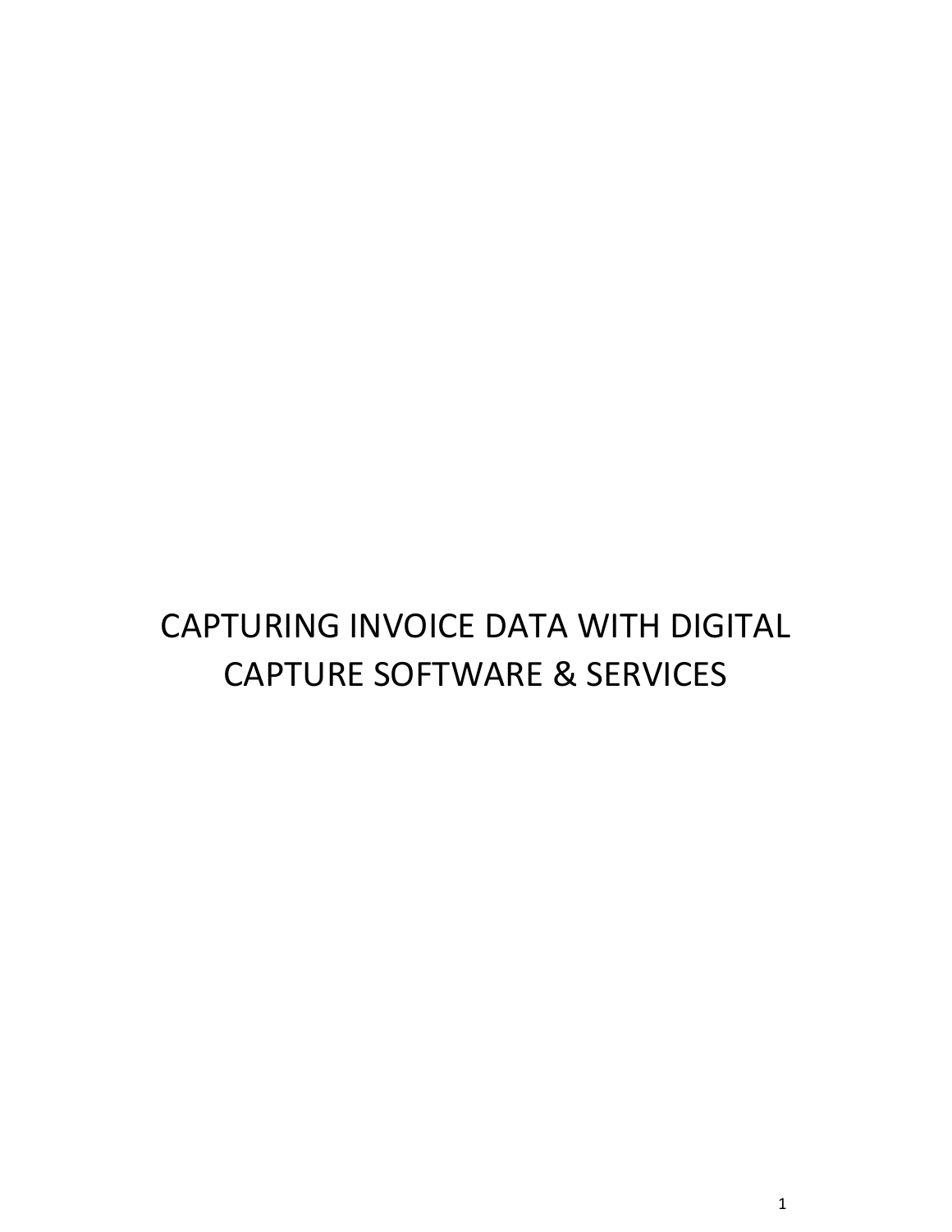# CAPTURING INVOICE DATA WITH DIGITAL CAPTURE SOFTWARE & SERVICES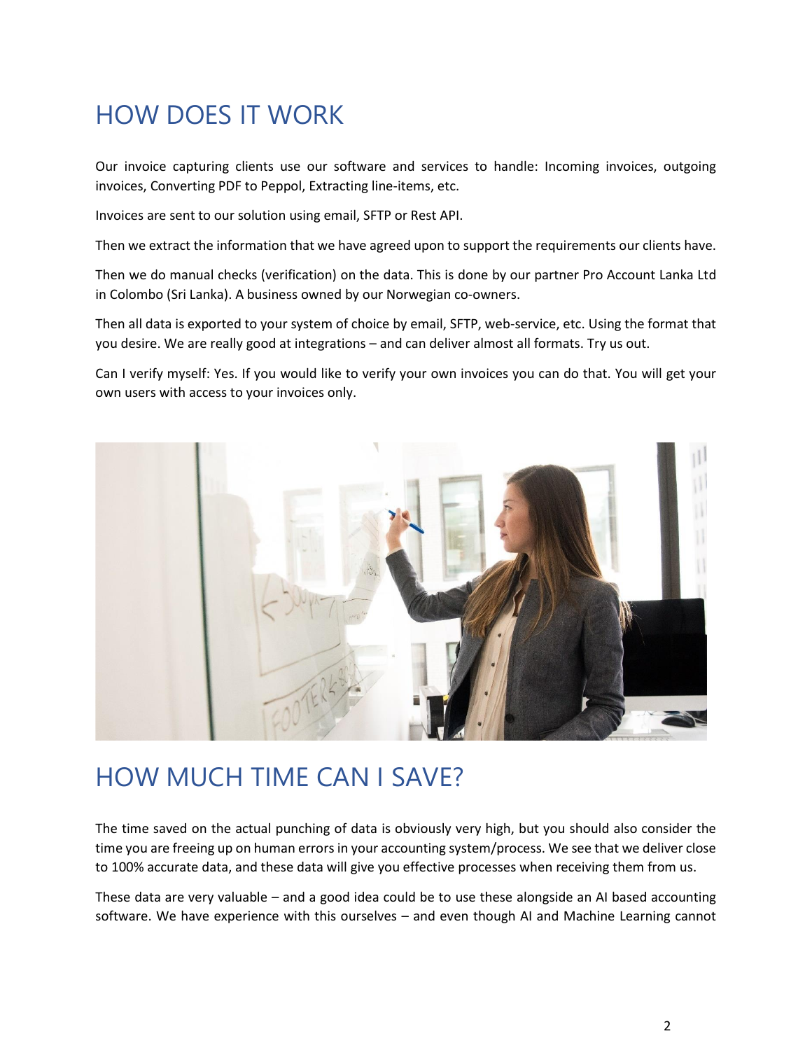# HOW DOES IT WORK

Our invoice capturing clients use our software and services to handle: Incoming invoices, outgoing invoices, Converting PDF to Peppol, Extracting line-items, etc.

Invoices are sent to our solution using email, SFTP or Rest API.

Then we extract the information that we have agreed upon to support the requirements our clients have.

Then we do manual checks (verification) on the data. This is done by our partner Pro Account Lanka Ltd in Colombo (Sri Lanka). A business owned by our Norwegian co-owners.

Then all data is exported to your system of choice by email, SFTP, web-service, etc. Using the format that you desire. We are really good at integrations – and can deliver almost all formats. Try us out.

Can I verify myself: Yes. If you would like to verify your own invoices you can do that. You will get your own users with access to your invoices only.

# HOW MUCH TIME CAN I SAVE?

The time saved on the actual punching of data is obviously very high, but you should also consider the time you are freeing up on human errors in your accounting system/process. We see that we deliver close to 100% accurate data, and these data will give you effective processes when receiving them from us.

These data are very valuable – and a good idea could be to use these alongside an AI based accounting software. We have experience with this ourselves – and even though AI and Machine Learning cannot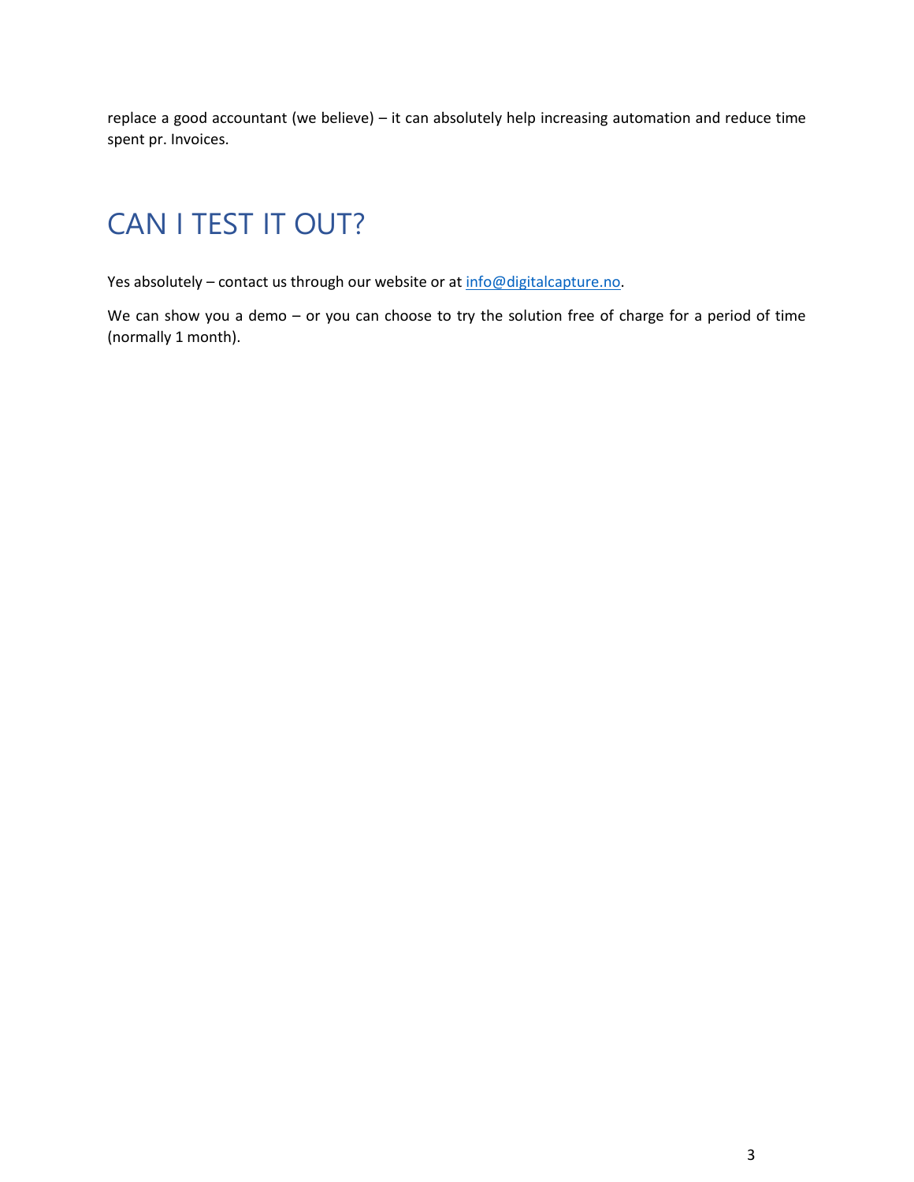replace a good accountant (we believe) – it can absolutely help increasing automation and reduce time spent pr. Invoices.

# CAN I TEST IT OUT?

Yes absolutely – contact us through our website or at info@digitalcapture.no.

We can show you a demo – or you can choose to try the solution free of charge for a period of time (normally 1 month).